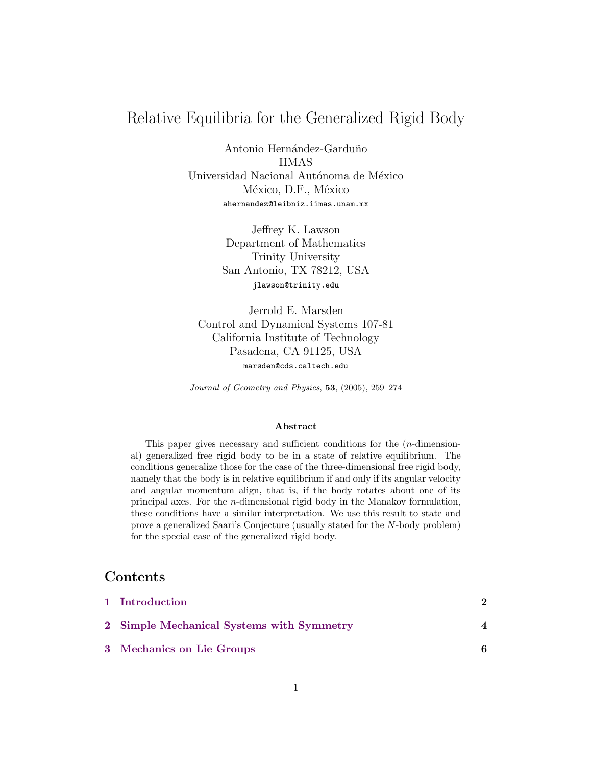# Relative Equilibria for the Generalized Rigid Body

Antonio Hernández-Garduño
IIMAS
Universidad Nacional Autónoma de México
México, D.F., México
ahernandez@leibniz.iimas.unam.mx

Jeffrey K. Lawson
Department of Mathematics
Trinity University
San Antonio, TX 78212, USA
jlawson@trinity.edu

Jerrold E. Marsden
Control and Dynamical Systems 107-81
California Institute of Technology
Pasadena, CA 91125, USA
marsden@cds.caltech.edu

*Journal of Geometry and Physics*, **53**, (2005), 259–274

### Abstract

This paper gives necessary and sufficient conditions for the ($n$-dimensional) generalized free rigid body to be in a state of relative equilibrium. The conditions generalize those for the case of the three-dimensional free rigid body, namely that the body is in relative equilibrium if and only if its angular velocity and angular momentum align, that is, if the body rotates about one of its principal axes. For the $n$-dimensional rigid body in the Manakov formulation, these conditions have a similar interpretation. We use this result to state and prove a generalized Saari's Conjecture (usually stated for the $N$-body problem) for the special case of the generalized rigid body.

## Contents

**1 Introduction** **2**

**2 Simple Mechanical Systems with Symmetry** **4**

**3 Mechanics on Lie Groups** **6**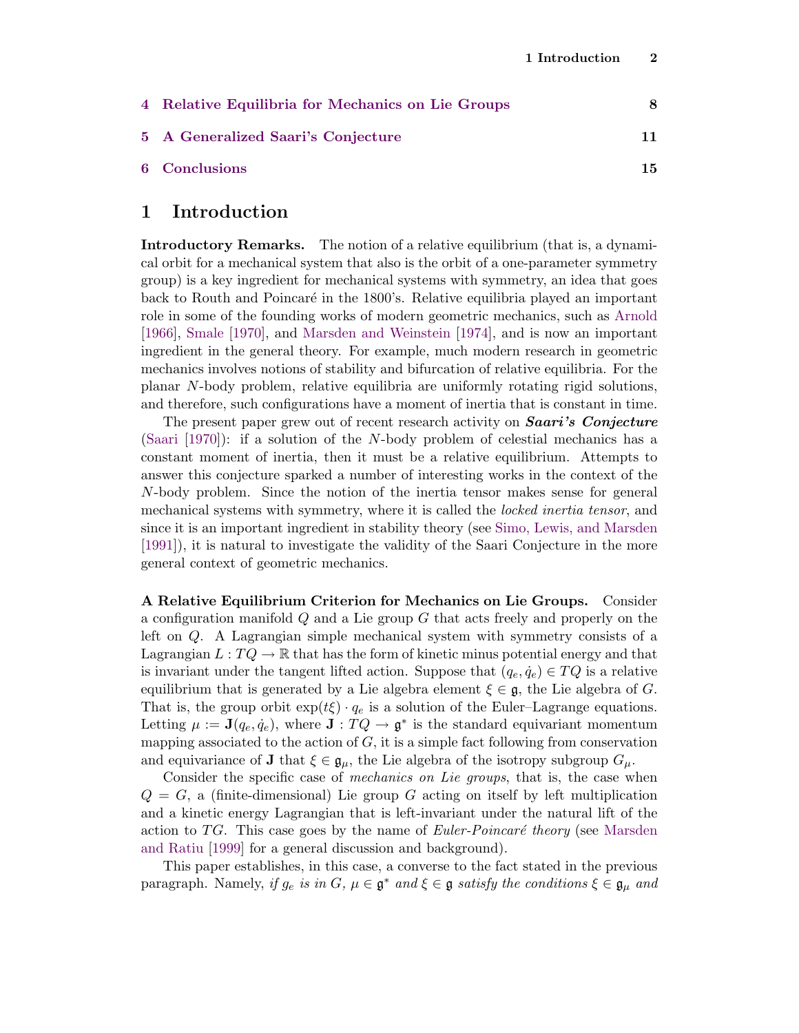| | | |
|---|---|---|
| 4 | Relative Equilibria for Mechanics on Lie Groups | 8 |
| 5 | A Generalized Saari's Conjecture | 11 |
| 6 | Conclusions | 15 |

# 1 Introduction

**Introductory Remarks.** The notion of a relative equilibrium (that is, a dynamical orbit for a mechanical system that also is the orbit of a one-parameter symmetry group) is a key ingredient for mechanical systems with symmetry, an idea that goes back to Routh and Poincaré in the 1800's. Relative equilibria played an important role in some of the founding works of modern geometric mechanics, such as Arnold [1966], Smale [1970], and Marsden and Weinstein [1974], and is now an important ingredient in the general theory. For example, much modern research in geometric mechanics involves notions of stability and bifurcation of relative equilibria. For the planar $N$-body problem, relative equilibria are uniformly rotating rigid solutions, and therefore, such configurations have a moment of inertia that is constant in time.

The present paper grew out of recent research activity on ***Saari's Conjecture*** (Saari [1970]): if a solution of the $N$-body problem of celestial mechanics has a constant moment of inertia, then it must be a relative equilibrium. Attempts to answer this conjecture sparked a number of interesting works in the context of the $N$-body problem. Since the notion of the inertia tensor makes sense for general mechanical systems with symmetry, where it is called the *locked inertia tensor*, and since it is an important ingredient in stability theory (see Simo, Lewis, and Marsden [1991]), it is natural to investigate the validity of the Saari Conjecture in the more general context of geometric mechanics.

**A Relative Equilibrium Criterion for Mechanics on Lie Groups.** Consider a configuration manifold $Q$ and a Lie group $G$ that acts freely and properly on the left on $Q$. A Lagrangian simple mechanical system with symmetry consists of a Lagrangian $L : TQ \to \mathbb{R}$ that has the form of kinetic minus potential energy and that is invariant under the tangent lifted action. Suppose that $(q_e, \dot{q}_e) \in TQ$ is a relative equilibrium that is generated by a Lie algebra element $\xi \in \mathfrak{g}$, the Lie algebra of $G$. That is, the group orbit $\exp(t\xi) \cdot q_e$ is a solution of the Euler–Lagrange equations. Letting $\mu := \mathbf{J}(q_e, \dot{q}_e)$, where $\mathbf{J} : TQ \to \mathfrak{g}^*$ is the standard equivariant momentum mapping associated to the action of $G$, it is a simple fact following from conservation and equivariance of $\mathbf{J}$ that $\xi \in \mathfrak{g}_\mu$, the Lie algebra of the isotropy subgroup $G_\mu$.

Consider the specific case of *mechanics on Lie groups*, that is, the case when $Q = G$, a (finite-dimensional) Lie group $G$ acting on itself by left multiplication and a kinetic energy Lagrangian that is left-invariant under the natural lift of the action to $TG$. This case goes by the name of *Euler-Poincaré theory* (see Marsden and Ratiu [1999] for a general discussion and background).

This paper establishes, in this case, a converse to the fact stated in the previous paragraph. Namely, *if $g_e$ is in $G$, $\mu \in \mathfrak{g}^*$ and $\xi \in \mathfrak{g}$ satisfy the conditions $\xi \in \mathfrak{g}_\mu$ and*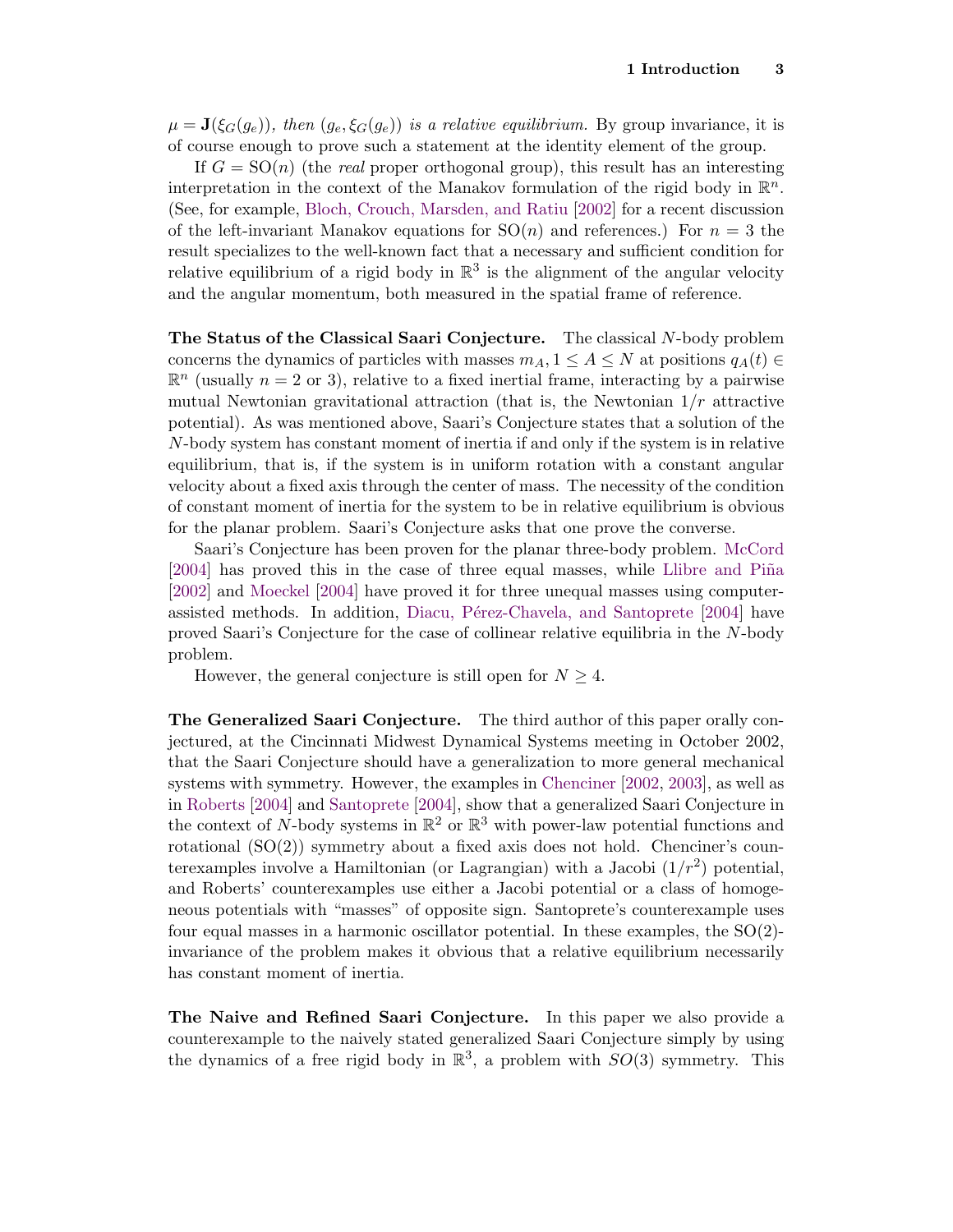$\mu = \mathbf{J}(\xi_G(g_e))$, *then* $(g_e, \xi_G(g_e))$ *is a relative equilibrium.* By group invariance, it is of course enough to prove such a statement at the identity element of the group.

If $G = \mathrm{SO}(n)$ (the *real* proper orthogonal group), this result has an interesting interpretation in the context of the Manakov formulation of the rigid body in $\mathbb{R}^n$. (See, for example, Bloch, Crouch, Marsden, and Ratiu [2002] for a recent discussion of the left-invariant Manakov equations for $\mathrm{SO}(n)$ and references.) For $n = 3$ the result specializes to the well-known fact that a necessary and sufficient condition for relative equilibrium of a rigid body in $\mathbb{R}^3$ is the alignment of the angular velocity and the angular momentum, both measured in the spatial frame of reference.

**The Status of the Classical Saari Conjecture.** The classical $N$-body problem concerns the dynamics of particles with masses $m_A, 1 \leq A \leq N$ at positions $q_A(t) \in \mathbb{R}^n$ (usually $n = 2$ or 3), relative to a fixed inertial frame, interacting by a pairwise mutual Newtonian gravitational attraction (that is, the Newtonian $1/r$ attractive potential). As was mentioned above, Saari's Conjecture states that a solution of the $N$-body system has constant moment of inertia if and only if the system is in relative equilibrium, that is, if the system is in uniform rotation with a constant angular velocity about a fixed axis through the center of mass. The necessity of the condition of constant moment of inertia for the system to be in relative equilibrium is obvious for the planar problem. Saari's Conjecture asks that one prove the converse.

Saari's Conjecture has been proven for the planar three-body problem. McCord [2004] has proved this in the case of three equal masses, while Llibre and Piña [2002] and Moeckel [2004] have proved it for three unequal masses using computer-assisted methods. In addition, Diacu, Pérez-Chavela, and Santoprete [2004] have proved Saari's Conjecture for the case of collinear relative equilibria in the $N$-body problem.

However, the general conjecture is still open for $N \geq 4$.

**The Generalized Saari Conjecture.** The third author of this paper orally conjectured, at the Cincinnati Midwest Dynamical Systems meeting in October 2002, that the Saari Conjecture should have a generalization to more general mechanical systems with symmetry. However, the examples in Chenciner [2002, 2003], as well as in Roberts [2004] and Santoprete [2004], show that a generalized Saari Conjecture in the context of $N$-body systems in $\mathbb{R}^2$ or $\mathbb{R}^3$ with power-law potential functions and rotational ($\mathrm{SO}(2)$) symmetry about a fixed axis does not hold. Chenciner's counterexamples involve a Hamiltonian (or Lagrangian) with a Jacobi ($1/r^2$) potential, and Roberts' counterexamples use either a Jacobi potential or a class of homogeneous potentials with "masses" of opposite sign. Santoprete's counterexample uses four equal masses in a harmonic oscillator potential. In these examples, the $\mathrm{SO}(2)$-invariance of the problem makes it obvious that a relative equilibrium necessarily has constant moment of inertia.

**The Naive and Refined Saari Conjecture.** In this paper we also provide a counterexample to the naively stated generalized Saari Conjecture simply by using the dynamics of a free rigid body in $\mathbb{R}^3$, a problem with $SO(3)$ symmetry. This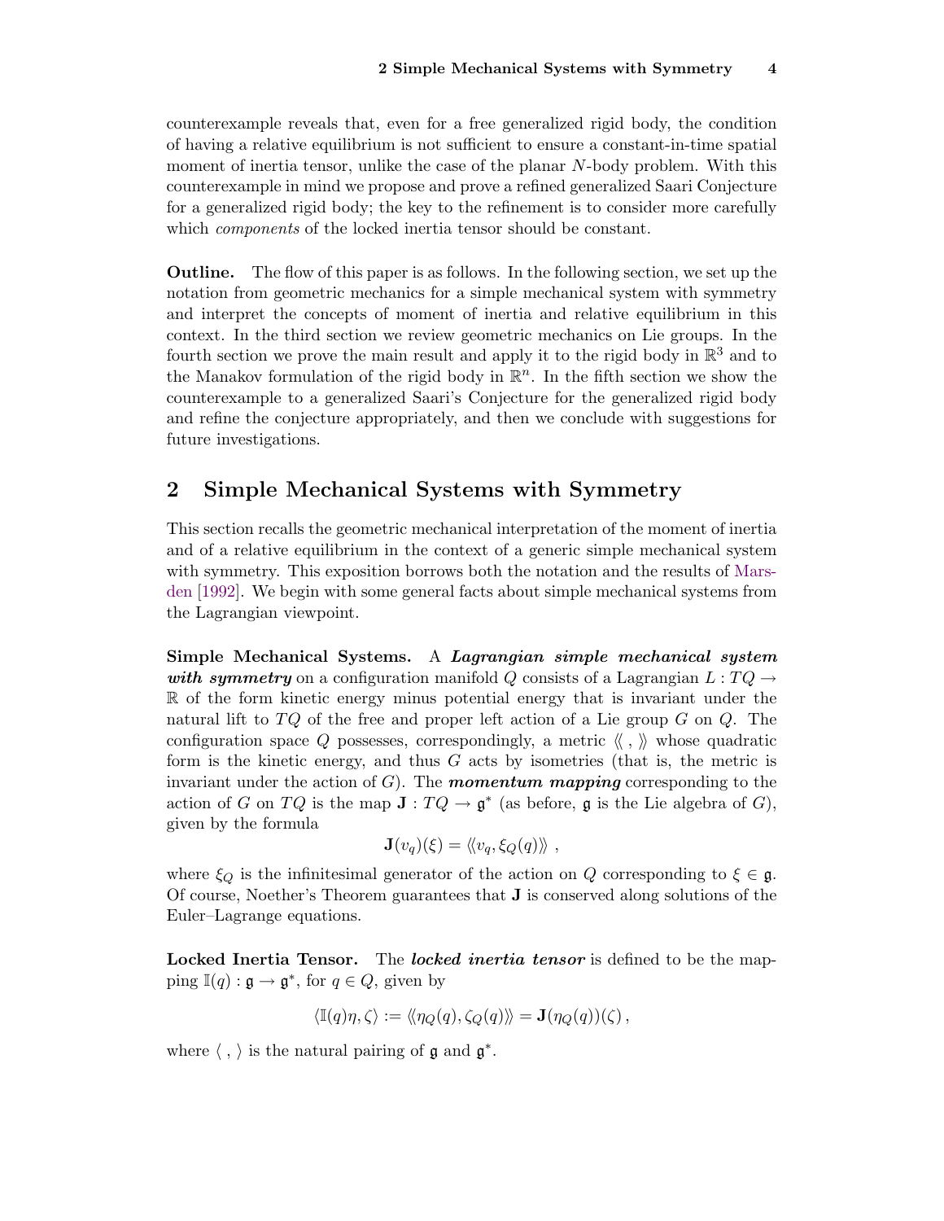counterexample reveals that, even for a free generalized rigid body, the condition of having a relative equilibrium is not sufficient to ensure a constant-in-time spatial moment of inertia tensor, unlike the case of the planar $N$-body problem. With this counterexample in mind we propose and prove a refined generalized Saari Conjecture for a generalized rigid body; the key to the refinement is to consider more carefully which *components* of the locked inertia tensor should be constant.

**Outline.** The flow of this paper is as follows. In the following section, we set up the notation from geometric mechanics for a simple mechanical system with symmetry and interpret the concepts of moment of inertia and relative equilibrium in this context. In the third section we review geometric mechanics on Lie groups. In the fourth section we prove the main result and apply it to the rigid body in $\mathbb{R}^3$ and to the Manakov formulation of the rigid body in $\mathbb{R}^n$. In the fifth section we show the counterexample to a generalized Saari's Conjecture for the generalized rigid body and refine the conjecture appropriately, and then we conclude with suggestions for future investigations.

## 2 Simple Mechanical Systems with Symmetry

This section recalls the geometric mechanical interpretation of the moment of inertia and of a relative equilibrium in the context of a generic simple mechanical system with symmetry. This exposition borrows both the notation and the results of Marsden [1992]. We begin with some general facts about simple mechanical systems from the Lagrangian viewpoint.

**Simple Mechanical Systems.** A ***Lagrangian simple mechanical system with symmetry*** on a configuration manifold $Q$ consists of a Lagrangian $L : TQ \to \mathbb{R}$ of the form kinetic energy minus potential energy that is invariant under the natural lift to $TQ$ of the free and proper left action of a Lie group $G$ on $Q$. The configuration space $Q$ possesses, correspondingly, a metric $\langle\!\langle \, , \, \rangle\!\rangle$ whose quadratic form is the kinetic energy, and thus $G$ acts by isometries (that is, the metric is invariant under the action of $G$). The ***momentum mapping*** corresponding to the action of $G$ on $TQ$ is the map $\mathbf{J} : TQ \to \mathfrak{g}^*$ (as before, $\mathfrak{g}$ is the Lie algebra of $G$), given by the formula

$$\mathbf{J}(v_q)(\xi) = \langle\!\langle v_q, \xi_Q(q) \rangle\!\rangle \ ,$$

where $\xi_Q$ is the infinitesimal generator of the action on $Q$ corresponding to $\xi \in \mathfrak{g}$. Of course, Noether's Theorem guarantees that $\mathbf{J}$ is conserved along solutions of the Euler–Lagrange equations.

**Locked Inertia Tensor.** The ***locked inertia tensor*** is defined to be the mapping $\mathbb{I}(q) : \mathfrak{g} \to \mathfrak{g}^*$, for $q \in Q$, given by

$$\langle \mathbb{I}(q)\eta, \zeta \rangle := \langle\!\langle \eta_Q(q), \zeta_Q(q) \rangle\!\rangle = \mathbf{J}(\eta_Q(q))(\zeta) \, ,$$

where $\langle \, , \, \rangle$ is the natural pairing of $\mathfrak{g}$ and $\mathfrak{g}^*$.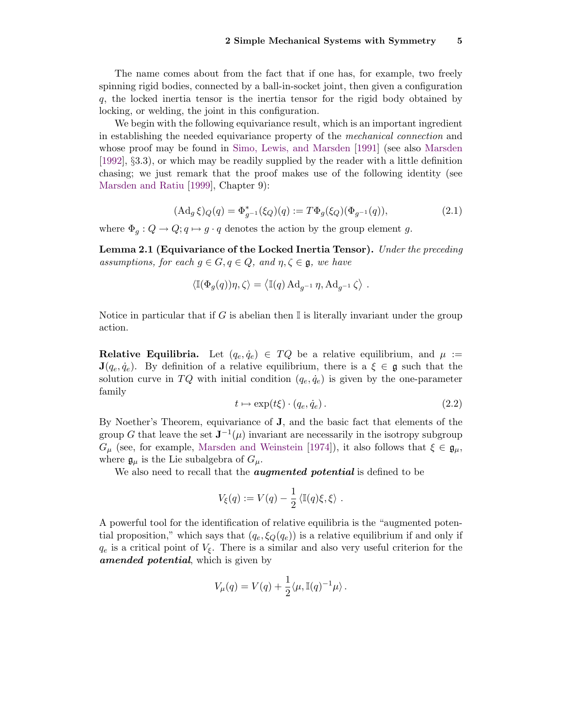The name comes about from the fact that if one has, for example, two freely spinning rigid bodies, connected by a ball-in-socket joint, then given a configuration $q$, the locked inertia tensor is the inertia tensor for the rigid body obtained by locking, or welding, the joint in this configuration.

We begin with the following equivariance result, which is an important ingredient in establishing the needed equivariance property of the *mechanical connection* and whose proof may be found in Simo, Lewis, and Marsden [1991] (see also Marsden [1992], §3.3), or which may be readily supplied by the reader with a little definition chasing; we just remark that the proof makes use of the following identity (see Marsden and Ratiu [1999], Chapter 9):

$$(\mathrm{Ad}_g \xi)_Q(q) = \Phi_{g^{-1}}^*(\xi_Q)(q) := T\Phi_g(\xi_Q)(\Phi_{g^{-1}}(q)), \tag{2.1}$$

where $\Phi_g : Q \to Q; q \mapsto g \cdot q$ denotes the action by the group element $g$.

**Lemma 2.1 (Equivariance of the Locked Inertia Tensor).** *Under the preceding assumptions, for each $g \in G, q \in Q$, and $\eta, \zeta \in \mathfrak{g}$, we have*

$$\langle \mathbb{I}(\Phi_g(q))\eta, \zeta \rangle = \left\langle \mathbb{I}(q) \mathrm{Ad}_{g^{-1}} \eta, \mathrm{Ad}_{g^{-1}} \zeta \right\rangle .$$

Notice in particular that if $G$ is abelian then $\mathbb{I}$ is literally invariant under the group action.

**Relative Equilibria.** Let $(q_e, \dot{q}_e) \in TQ$ be a relative equilibrium, and $\mu := \mathbf{J}(q_e, \dot{q}_e)$. By definition of a relative equilibrium, there is a $\xi \in \mathfrak{g}$ such that the solution curve in $TQ$ with initial condition $(q_e, \dot{q}_e)$ is given by the one-parameter family

$$t \mapsto \exp(t\xi) \cdot (q_e, \dot{q}_e) . \tag{2.2}$$

By Noether's Theorem, equivariance of $\mathbf{J}$, and the basic fact that elements of the group $G$ that leave the set $\mathbf{J}^{-1}(\mu)$ invariant are necessarily in the isotropy subgroup $G_\mu$ (see, for example, Marsden and Weinstein [1974]), it also follows that $\xi \in \mathfrak{g}_\mu$, where $\mathfrak{g}_\mu$ is the Lie subalgebra of $G_\mu$.

We also need to recall that the ***augmented potential*** is defined to be

$$V_\xi(q) := V(q) - \frac{1}{2} \langle \mathbb{I}(q)\xi, \xi \rangle .$$

A powerful tool for the identification of relative equilibria is the "augmented potential proposition," which says that $(q_e, \xi_Q(q_e))$ is a relative equilibrium if and only if $q_e$ is a critical point of $V_\xi$. There is a similar and also very useful criterion for the ***amended potential***, which is given by

$$V_\mu(q) = V(q) + \frac{1}{2}\langle \mu, \mathbb{I}(q)^{-1}\mu \rangle .$$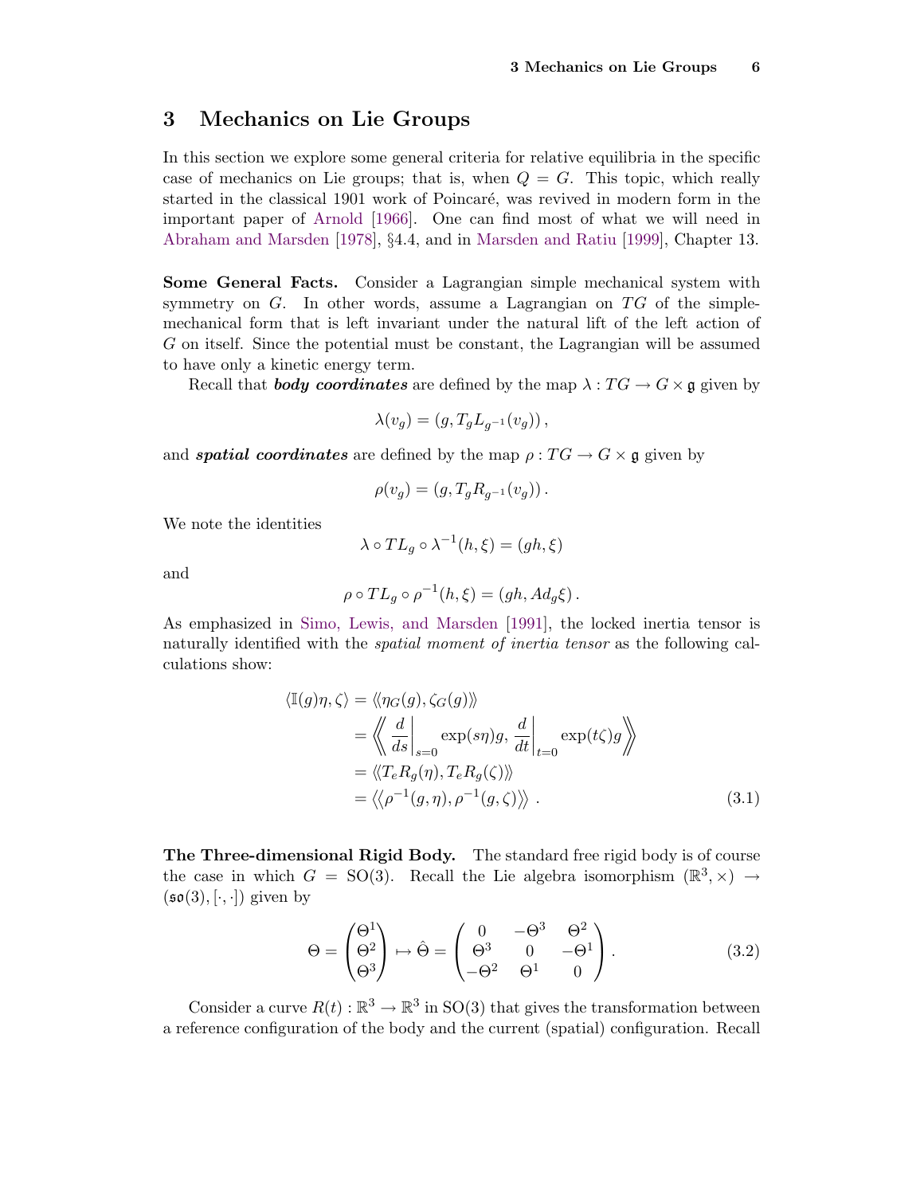# 3 Mechanics on Lie Groups

In this section we explore some general criteria for relative equilibria in the specific case of mechanics on Lie groups; that is, when $Q = G$. This topic, which really started in the classical 1901 work of Poincaré, was revived in modern form in the important paper of Arnold [1966]. One can find most of what we will need in Abraham and Marsden [1978], §4.4, and in Marsden and Ratiu [1999], Chapter 13.

**Some General Facts.** Consider a Lagrangian simple mechanical system with symmetry on $G$. In other words, assume a Lagrangian on $TG$ of the simple-mechanical form that is left invariant under the natural lift of the left action of $G$ on itself. Since the potential must be constant, the Lagrangian will be assumed to have only a kinetic energy term.

Recall that ***body coordinates*** are defined by the map $\lambda : TG \to G \times \mathfrak{g}$ given by

$$\lambda(v_g) = (g, T_g L_{g^{-1}}(v_g)),$$

and ***spatial coordinates*** are defined by the map $\rho : TG \to G \times \mathfrak{g}$ given by

$$\rho(v_g) = (g, T_g R_{g^{-1}}(v_g)).$$

We note the identities

$$\lambda \circ TL_g \circ \lambda^{-1}(h, \xi) = (gh, \xi)$$

and

$$\rho \circ TL_g \circ \rho^{-1}(h, \xi) = (gh, Ad_g \xi).$$

As emphasized in Simo, Lewis, and Marsden [1991], the locked inertia tensor is naturally identified with the *spatial moment of inertia tensor* as the following calculations show:

$$\begin{aligned}
\langle \mathbb{I}(g)\eta, \zeta \rangle &= \langle\langle \eta_G(g), \zeta_G(g) \rangle\rangle \\
&= \left\langle\!\!\left\langle \left.\frac{d}{ds}\right|_{s=0} \exp(s\eta)g, \left.\frac{d}{dt}\right|_{t=0} \exp(t\zeta)g \right\rangle\!\!\right\rangle \\
&= \langle\langle T_e R_g(\eta), T_e R_g(\zeta) \rangle\rangle \\
&= \left\langle\!\left\langle \rho^{-1}(g, \eta), \rho^{-1}(g, \zeta) \right\rangle\!\right\rangle . 
\end{aligned} \tag{3.1}$$

**The Three-dimensional Rigid Body.** The standard free rigid body is of course the case in which $G = \mathrm{SO}(3)$. Recall the Lie algebra isomorphism $(\mathbb{R}^3, \times) \to (\mathfrak{so}(3), [\cdot, \cdot])$ given by

$$\Theta = \begin{pmatrix} \Theta^1 \\ \Theta^2 \\ \Theta^3 \end{pmatrix} \mapsto \hat{\Theta} = \begin{pmatrix} 0 & -\Theta^3 & \Theta^2 \\ \Theta^3 & 0 & -\Theta^1 \\ -\Theta^2 & \Theta^1 & 0 \end{pmatrix}. \tag{3.2}$$

Consider a curve $R(t) : \mathbb{R}^3 \to \mathbb{R}^3$ in $\mathrm{SO}(3)$ that gives the transformation between a reference configuration of the body and the current (spatial) configuration. Recall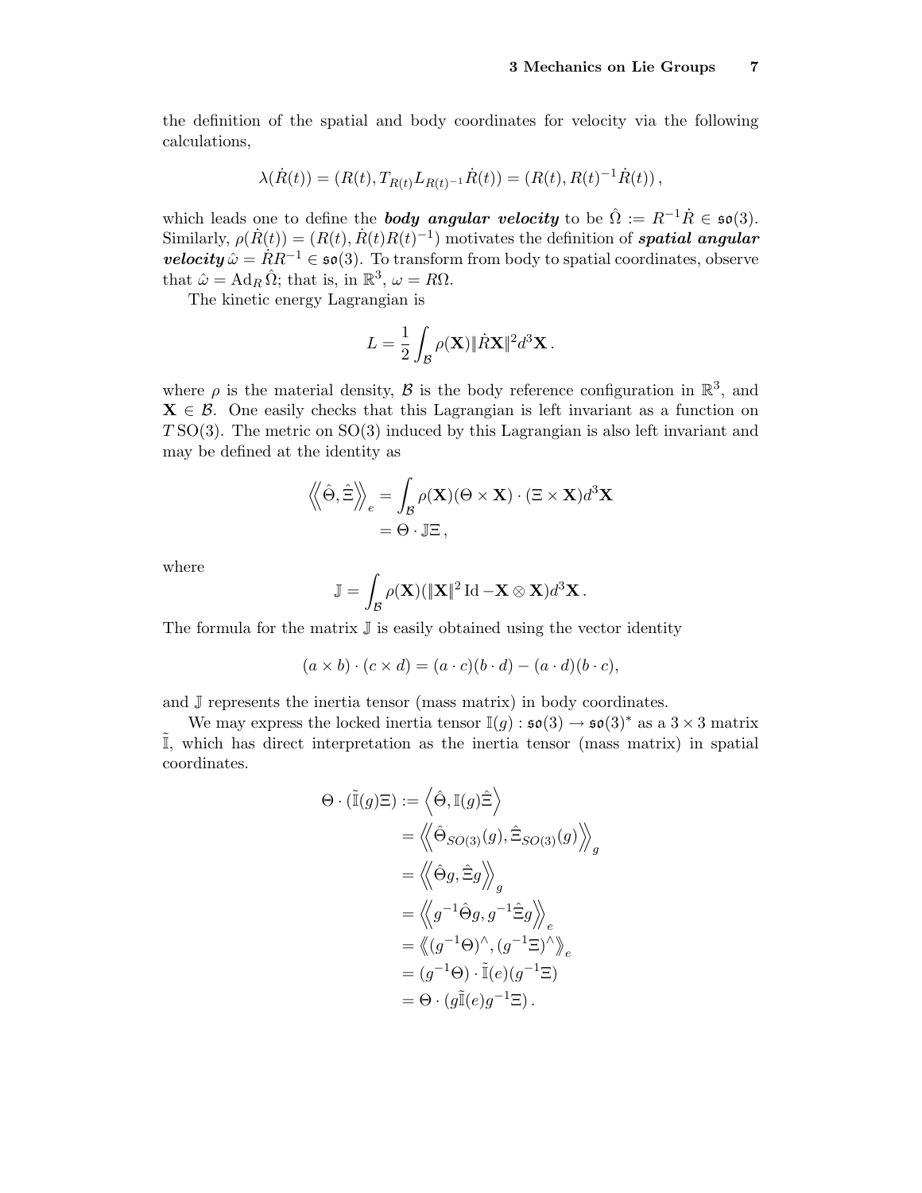the definition of the spatial and body coordinates for velocity via the following calculations,

$$\lambda(\dot{R}(t)) = (R(t), T_{R(t)}L_{R(t)^{-1}}\dot{R}(t)) = (R(t), R(t)^{-1}\dot{R}(t)),$$

which leads one to define the ***body angular velocity*** to be $\hat{\Omega} := R^{-1}\dot{R} \in \mathfrak{so}(3)$. Similarly, $\rho(\dot{R}(t)) = (R(t), \dot{R}(t)R(t)^{-1})$ motivates the definition of ***spatial angular velocity*** $\hat{\omega} = \dot{R}R^{-1} \in \mathfrak{so}(3)$. To transform from body to spatial coordinates, observe that $\hat{\omega} = \mathrm{Ad}_R \hat{\Omega}$; that is, in $\mathbb{R}^3$, $\omega = R\Omega$.

The kinetic energy Lagrangian is

$$L = \frac{1}{2}\int_{\mathcal{B}} \rho(\mathbf{X})\|\dot{R}\mathbf{X}\|^2 d^3\mathbf{X}.$$

where $\rho$ is the material density, $\mathcal{B}$ is the body reference configuration in $\mathbb{R}^3$, and $\mathbf{X} \in \mathcal{B}$. One easily checks that this Lagrangian is left invariant as a function on $T\,\mathrm{SO}(3)$. The metric on SO(3) induced by this Lagrangian is also left invariant and may be defined at the identity as

$$\begin{aligned}
\left\langle\!\left\langle \hat{\Theta}, \hat{\Xi} \right\rangle\!\right\rangle_e &= \int_{\mathcal{B}} \rho(\mathbf{X})(\Theta \times \mathbf{X}) \cdot (\Xi \times \mathbf{X}) d^3\mathbf{X} \\
&= \Theta \cdot \mathbb{J}\Xi,
\end{aligned}$$

where

$$\mathbb{J} = \int_{\mathcal{B}} \rho(\mathbf{X})(\|\mathbf{X}\|^2\,\mathrm{Id} - \mathbf{X} \otimes \mathbf{X}) d^3\mathbf{X}.$$

The formula for the matrix $\mathbb{J}$ is easily obtained using the vector identity

$$(a \times b) \cdot (c \times d) = (a \cdot c)(b \cdot d) - (a \cdot d)(b \cdot c),$$

and $\mathbb{J}$ represents the inertia tensor (mass matrix) in body coordinates.

We may express the locked inertia tensor $\mathbb{I}(g) : \mathfrak{so}(3) \to \mathfrak{so}(3)^*$ as a $3 \times 3$ matrix $\tilde{\mathbb{I}}$, which has direct interpretation as the inertia tensor (mass matrix) in spatial coordinates.

$$\begin{aligned}
\Theta \cdot (\tilde{\mathbb{I}}(g)\Xi) &:= \left\langle \hat{\Theta}, \mathbb{I}(g)\hat{\Xi} \right\rangle \\
&= \left\langle\!\left\langle \hat{\Theta}_{SO(3)}(g), \hat{\Xi}_{SO(3)}(g) \right\rangle\!\right\rangle_g \\
&= \left\langle\!\left\langle \hat{\Theta}g, \hat{\Xi}g \right\rangle\!\right\rangle_g \\
&= \left\langle\!\left\langle g^{-1}\hat{\Theta}g, g^{-1}\hat{\Xi}g \right\rangle\!\right\rangle_e \\
&= \left\langle\!\left\langle (g^{-1}\Theta)^\wedge, (g^{-1}\Xi)^\wedge \right\rangle\!\right\rangle_e \\
&= (g^{-1}\Theta) \cdot \tilde{\mathbb{I}}(e)(g^{-1}\Xi) \\
&= \Theta \cdot (g\tilde{\mathbb{I}}(e)g^{-1}\Xi).
\end{aligned}$$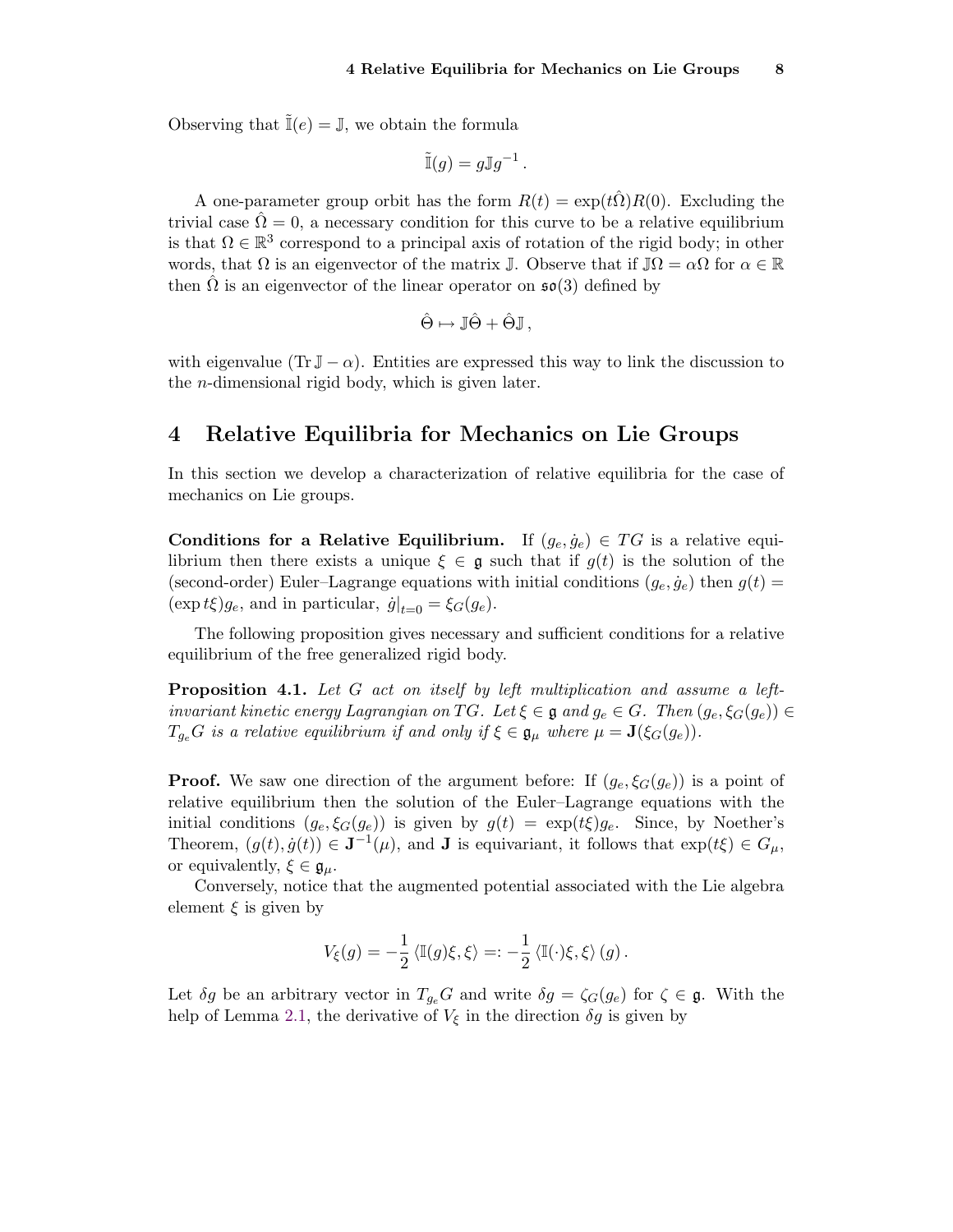Observing that $\tilde{\mathbb{I}}(e) = \mathbb{J}$, we obtain the formula

$$\tilde{\mathbb{I}}(g) = g\mathbb{J}g^{-1} .$$

A one-parameter group orbit has the form $R(t) = \exp(t\hat{\Omega})R(0)$. Excluding the trivial case $\hat{\Omega} = 0$, a necessary condition for this curve to be a relative equilibrium is that $\Omega \in \mathbb{R}^3$ correspond to a principal axis of rotation of the rigid body; in other words, that $\Omega$ is an eigenvector of the matrix $\mathbb{J}$. Observe that if $\mathbb{J}\Omega = \alpha\Omega$ for $\alpha \in \mathbb{R}$ then $\hat{\Omega}$ is an eigenvector of the linear operator on $\mathfrak{so}(3)$ defined by

$$\hat{\Theta} \mapsto \mathbb{J}\hat{\Theta} + \hat{\Theta}\mathbb{J} ,$$

with eigenvalue $(\operatorname{Tr}\mathbb{J} - \alpha)$. Entities are expressed this way to link the discussion to the $n$-dimensional rigid body, which is given later.

# 4 Relative Equilibria for Mechanics on Lie Groups

In this section we develop a characterization of relative equilibria for the case of mechanics on Lie groups.

**Conditions for a Relative Equilibrium.** If $(g_e, \dot{g}_e) \in TG$ is a relative equilibrium then there exists a unique $\xi \in \mathfrak{g}$ such that if $g(t)$ is the solution of the (second-order) Euler–Lagrange equations with initial conditions $(g_e, \dot{g}_e)$ then $g(t) = (\exp t\xi)g_e$, and in particular, $\dot{g}|_{t=0} = \xi_G(g_e)$.

The following proposition gives necessary and sufficient conditions for a relative equilibrium of the free generalized rigid body.

**Proposition 4.1.** *Let $G$ act on itself by left multiplication and assume a left-invariant kinetic energy Lagrangian on $TG$. Let $\xi \in \mathfrak{g}$ and $g_e \in G$. Then $(g_e, \xi_G(g_e)) \in T_{g_e}G$ is a relative equilibrium if and only if $\xi \in \mathfrak{g}_\mu$ where $\mu = \mathbf{J}(\xi_G(g_e))$.*

**Proof.** We saw one direction of the argument before: If $(g_e, \xi_G(g_e))$ is a point of relative equilibrium then the solution of the Euler–Lagrange equations with the initial conditions $(g_e, \xi_G(g_e))$ is given by $g(t) = \exp(t\xi)g_e$. Since, by Noether's Theorem, $(g(t), \dot{g}(t)) \in \mathbf{J}^{-1}(\mu)$, and $\mathbf{J}$ is equivariant, it follows that $\exp(t\xi) \in G_\mu$, or equivalently, $\xi \in \mathfrak{g}_\mu$.

Conversely, notice that the augmented potential associated with the Lie algebra element $\xi$ is given by

$$V_\xi(g) = -\frac{1}{2}\langle \mathbb{I}(g)\xi, \xi\rangle =: -\frac{1}{2}\langle \mathbb{I}(\cdot)\xi, \xi\rangle(g) .$$

Let $\delta g$ be an arbitrary vector in $T_{g_e}G$ and write $\delta g = \zeta_G(g_e)$ for $\zeta \in \mathfrak{g}$. With the help of Lemma 2.1, the derivative of $V_\xi$ in the direction $\delta g$ is given by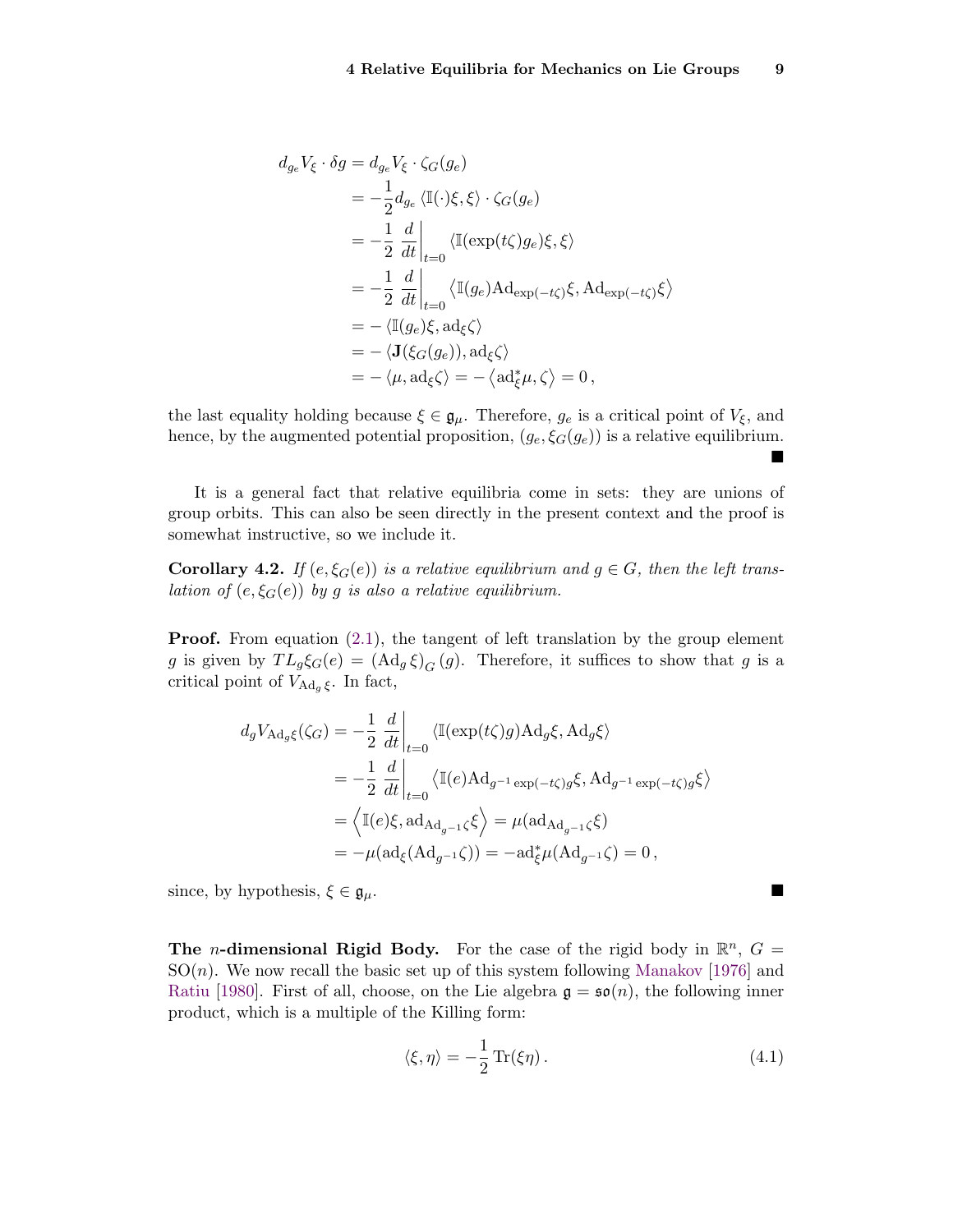$$
\begin{aligned}
d_{g_e} V_\xi \cdot \delta g &= d_{g_e} V_\xi \cdot \zeta_G(g_e) \\
&= -\frac{1}{2} d_{g_e} \left\langle \mathbb{I}(\cdot)\xi, \xi \right\rangle \cdot \zeta_G(g_e) \\
&= -\frac{1}{2} \left.\frac{d}{dt}\right|_{t=0} \left\langle \mathbb{I}(\exp(t\zeta) g_e)\xi, \xi \right\rangle \\
&= -\frac{1}{2} \left.\frac{d}{dt}\right|_{t=0} \left\langle \mathbb{I}(g_e)\mathrm{Ad}_{\exp(-t\zeta)}\xi, \mathrm{Ad}_{\exp(-t\zeta)}\xi \right\rangle \\
&= -\left\langle \mathbb{I}(g_e)\xi, \mathrm{ad}_\xi \zeta \right\rangle \\
&= -\left\langle \mathbf{J}(\xi_G(g_e)), \mathrm{ad}_\xi \zeta \right\rangle \\
&= -\left\langle \mu, \mathrm{ad}_\xi \zeta \right\rangle = -\left\langle \mathrm{ad}_\xi^* \mu, \zeta \right\rangle = 0\,,
\end{aligned}
$$

the last equality holding because $\xi \in \mathfrak{g}_\mu$. Therefore, $g_e$ is a critical point of $V_\xi$, and hence, by the augmented potential proposition, $(g_e, \xi_G(g_e))$ is a relative equilibrium. ■

It is a general fact that relative equilibria come in sets: they are unions of group orbits. This can also be seen directly in the present context and the proof is somewhat instructive, so we include it.

**Corollary 4.2.** *If $(e, \xi_G(e))$ is a relative equilibrium and $g \in G$, then the left translation of $(e, \xi_G(e))$ by $g$ is also a relative equilibrium.*

**Proof.** From equation (2.1), the tangent of left translation by the group element $g$ is given by $TL_g \xi_G(e) = (\mathrm{Ad}_g \xi)_G(g)$. Therefore, it suffices to show that $g$ is a critical point of $V_{\mathrm{Ad}_g \xi}$. In fact,

$$
\begin{aligned}
d_g V_{\mathrm{Ad}_g \xi}(\zeta_G) &= -\frac{1}{2} \left.\frac{d}{dt}\right|_{t=0} \left\langle \mathbb{I}(\exp(t\zeta) g)\mathrm{Ad}_g \xi, \mathrm{Ad}_g \xi \right\rangle \\
&= -\frac{1}{2} \left.\frac{d}{dt}\right|_{t=0} \left\langle \mathbb{I}(e)\mathrm{Ad}_{g^{-1}\exp(-t\zeta) g}\xi, \mathrm{Ad}_{g^{-1}\exp(-t\zeta) g}\xi \right\rangle \\
&= \left\langle \mathbb{I}(e)\xi, \mathrm{ad}_{\mathrm{Ad}_{g^{-1}}\zeta}\xi \right\rangle = \mu(\mathrm{ad}_{\mathrm{Ad}_{g^{-1}}\zeta}\xi) \\
&= -\mu(\mathrm{ad}_\xi(\mathrm{Ad}_{g^{-1}}\zeta)) = -\mathrm{ad}_\xi^* \mu(\mathrm{Ad}_{g^{-1}}\zeta) = 0\,,
\end{aligned}
$$

since, by hypothesis, $\xi \in \mathfrak{g}_\mu$. ■

**The $n$-dimensional Rigid Body.** For the case of the rigid body in $\mathbb{R}^n$, $G = \mathrm{SO}(n)$. We now recall the basic set up of this system following Manakov [1976] and Ratiu [1980]. First of all, choose, on the Lie algebra $\mathfrak{g} = \mathfrak{so}(n)$, the following inner product, which is a multiple of the Killing form:

$$
\langle \xi, \eta \rangle = -\frac{1}{2}\,\mathrm{Tr}(\xi\eta)\,. \tag{4.1}
$$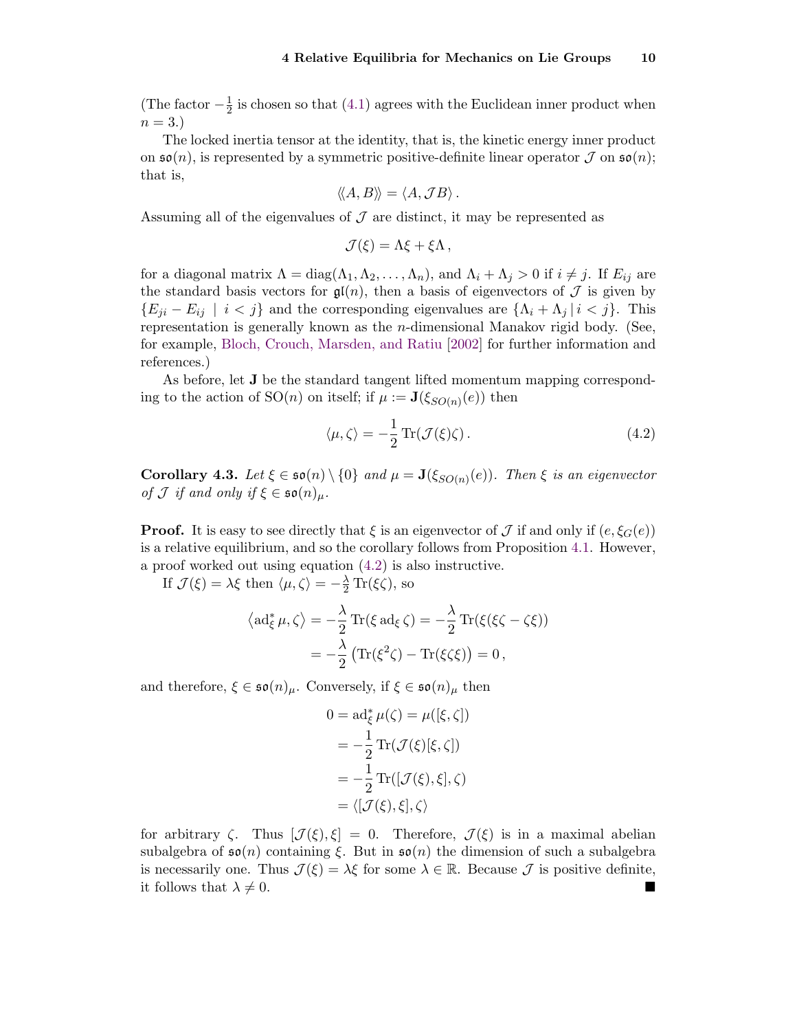(The factor $-\frac{1}{2}$ is chosen so that (4.1) agrees with the Euclidean inner product when $n = 3$.)

The locked inertia tensor at the identity, that is, the kinetic energy inner product on $\mathfrak{so}(n)$, is represented by a symmetric positive-definite linear operator $\mathcal{J}$ on $\mathfrak{so}(n)$; that is,

$$\langle\!\langle A, B \rangle\!\rangle = \langle A, \mathcal{J} B \rangle \,.$$

Assuming all of the eigenvalues of $\mathcal{J}$ are distinct, it may be represented as

$$\mathcal{J}(\xi) = \Lambda \xi + \xi \Lambda \,,$$

for a diagonal matrix $\Lambda = \mathrm{diag}(\Lambda_1, \Lambda_2, \ldots, \Lambda_n)$, and $\Lambda_i + \Lambda_j > 0$ if $i \neq j$. If $E_{ij}$ are the standard basis vectors for $\mathfrak{gl}(n)$, then a basis of eigenvectors of $\mathcal{J}$ is given by $\{E_{ji} - E_{ij} \mid i < j\}$ and the corresponding eigenvalues are $\{\Lambda_i + \Lambda_j \,|\, i < j\}$. This representation is generally known as the $n$-dimensional Manakov rigid body. (See, for example, Bloch, Crouch, Marsden, and Ratiu [2002] for further information and references.)

As before, let $\mathbf{J}$ be the standard tangent lifted momentum mapping corresponding to the action of $\mathrm{SO}(n)$ on itself; if $\mu := \mathbf{J}(\xi_{SO(n)}(e))$ then

$$\langle \mu, \zeta \rangle = -\frac{1}{2} \operatorname{Tr}(\mathcal{J}(\xi)\zeta) \,. \tag{4.2}$$

**Corollary 4.3.** *Let $\xi \in \mathfrak{so}(n) \setminus \{0\}$ and $\mu = \mathbf{J}(\xi_{SO(n)}(e))$. Then $\xi$ is an eigenvector of $\mathcal{J}$ if and only if $\xi \in \mathfrak{so}(n)_\mu$.*

**Proof.** It is easy to see directly that $\xi$ is an eigenvector of $\mathcal{J}$ if and only if $(e, \xi_G(e))$ is a relative equilibrium, and so the corollary follows from Proposition 4.1. However, a proof worked out using equation (4.2) is also instructive.

If $\mathcal{J}(\xi) = \lambda \xi$ then $\langle \mu, \zeta \rangle = -\frac{\lambda}{2} \operatorname{Tr}(\xi \zeta)$, so

$$\begin{aligned}
\left\langle \mathrm{ad}^*_\xi \mu, \zeta \right\rangle &= -\frac{\lambda}{2} \operatorname{Tr}(\xi \, \mathrm{ad}_\xi \zeta) = -\frac{\lambda}{2} \operatorname{Tr}(\xi(\xi\zeta - \zeta\xi)) \\
&= -\frac{\lambda}{2} \left( \operatorname{Tr}(\xi^2 \zeta) - \operatorname{Tr}(\xi \zeta \xi) \right) = 0 \,,
\end{aligned}$$

and therefore, $\xi \in \mathfrak{so}(n)_\mu$. Conversely, if $\xi \in \mathfrak{so}(n)_\mu$ then

$$\begin{aligned}
0 = \mathrm{ad}^*_\xi \mu(\zeta) &= \mu([\xi, \zeta]) \\
&= -\frac{1}{2} \operatorname{Tr}(\mathcal{J}(\xi)[\xi, \zeta]) \\
&= -\frac{1}{2} \operatorname{Tr}([\mathcal{J}(\xi), \xi], \zeta) \\
&= \langle [\mathcal{J}(\xi), \xi], \zeta \rangle
\end{aligned}$$

for arbitrary $\zeta$. Thus $[\mathcal{J}(\xi), \xi] = 0$. Therefore, $\mathcal{J}(\xi)$ is in a maximal abelian subalgebra of $\mathfrak{so}(n)$ containing $\xi$. But in $\mathfrak{so}(n)$ the dimension of such a subalgebra is necessarily one. Thus $\mathcal{J}(\xi) = \lambda \xi$ for some $\lambda \in \mathbb{R}$. Because $\mathcal{J}$ is positive definite, it follows that $\lambda \neq 0$. ■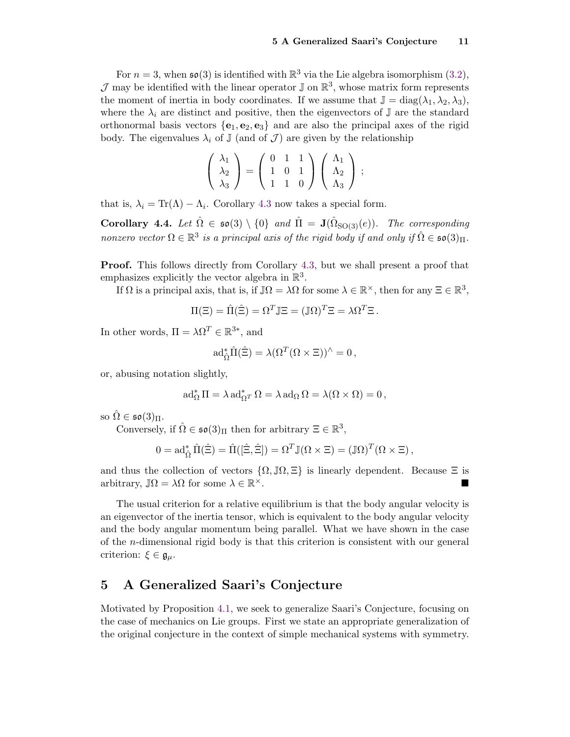For $n = 3$, when $\mathfrak{so}(3)$ is identified with $\mathbb{R}^3$ via the Lie algebra isomorphism (3.2), $\mathcal{J}$ may be identified with the linear operator $\mathbb{J}$ on $\mathbb{R}^3$, whose matrix form represents the moment of inertia in body coordinates. If we assume that $\mathbb{J} = \operatorname{diag}(\lambda_1, \lambda_2, \lambda_3)$, where the $\lambda_i$ are distinct and positive, then the eigenvectors of $\mathbb{J}$ are the standard orthonormal basis vectors $\{\mathbf{e}_1, \mathbf{e}_2, \mathbf{e}_3\}$ and are also the principal axes of the rigid body. The eigenvalues $\lambda_i$ of $\mathbb{J}$ (and of $\mathcal{J}$) are given by the relationship

$$\begin{pmatrix} \lambda_1 \\ \lambda_2 \\ \lambda_3 \end{pmatrix} = \begin{pmatrix} 0 & 1 & 1 \\ 1 & 0 & 1 \\ 1 & 1 & 0 \end{pmatrix} \begin{pmatrix} \Lambda_1 \\ \Lambda_2 \\ \Lambda_3 \end{pmatrix};$$

that is, $\lambda_i = \operatorname{Tr}(\Lambda) - \Lambda_i$. Corollary 4.3 now takes a special form.

**Corollary 4.4.** *Let $\hat{\Omega} \in \mathfrak{so}(3) \setminus \{0\}$ and $\hat{\Pi} = \mathbf{J}(\hat{\Omega}_{\mathrm{SO}(3)}(e))$. The corresponding nonzero vector $\Omega \in \mathbb{R}^3$ is a principal axis of the rigid body if and only if $\hat{\Omega} \in \mathfrak{so}(3)_\Pi$.*

**Proof.** This follows directly from Corollary 4.3, but we shall present a proof that emphasizes explicitly the vector algebra in $\mathbb{R}^3$.

If $\Omega$ is a principal axis, that is, if $\mathbb{J}\Omega = \lambda\Omega$ for some $\lambda \in \mathbb{R}^\times$, then for any $\Xi \in \mathbb{R}^3$,

$$\Pi(\Xi) = \hat{\Pi}(\hat{\Xi}) = \Omega^T \mathbb{J} \Xi = (\mathbb{J}\Omega)^T \Xi = \lambda \Omega^T \Xi .$$

In other words, $\Pi = \lambda\Omega^T \in \mathbb{R}^{3*}$, and

$$\operatorname{ad}^*_{\hat{\Omega}} \hat{\Pi}(\hat{\Xi}) = \lambda (\Omega^T (\Omega \times \Xi))^\wedge = 0 ,$$

or, abusing notation slightly,

$$\operatorname{ad}^*_\Omega \Pi = \lambda \operatorname{ad}^*_{\Omega^T} \Omega = \lambda \operatorname{ad}_\Omega \Omega = \lambda(\Omega \times \Omega) = 0 ,$$

so $\hat{\Omega} \in \mathfrak{so}(3)_\Pi$.

Conversely, if $\hat{\Omega} \in \mathfrak{so}(3)_\Pi$ then for arbitrary $\Xi \in \mathbb{R}^3$,

$$0 = \operatorname{ad}^*_{\hat{\Omega}} \hat{\Pi}(\hat{\Xi}) = \hat{\Pi}([\hat{\Xi}, \hat{\Xi}]) = \Omega^T \mathbb{J}(\Omega \times \Xi) = (\mathbb{J}\Omega)^T (\Omega \times \Xi) ,$$

and thus the collection of vectors $\{\Omega, \mathbb{J}\Omega, \Xi\}$ is linearly dependent. Because $\Xi$ is arbitrary, $\mathbb{J}\Omega = \lambda\Omega$ for some $\lambda \in \mathbb{R}^\times$. ■

The usual criterion for a relative equilibrium is that the body angular velocity is an eigenvector of the inertia tensor, which is equivalent to the body angular velocity and the body angular momentum being parallel. What we have shown in the case of the $n$-dimensional rigid body is that this criterion is consistent with our general criterion: $\xi \in \mathfrak{g}_\mu$.

## 5 A Generalized Saari's Conjecture

Motivated by Proposition 4.1, we seek to generalize Saari's Conjecture, focusing on the case of mechanics on Lie groups. First we state an appropriate generalization of the original conjecture in the context of simple mechanical systems with symmetry.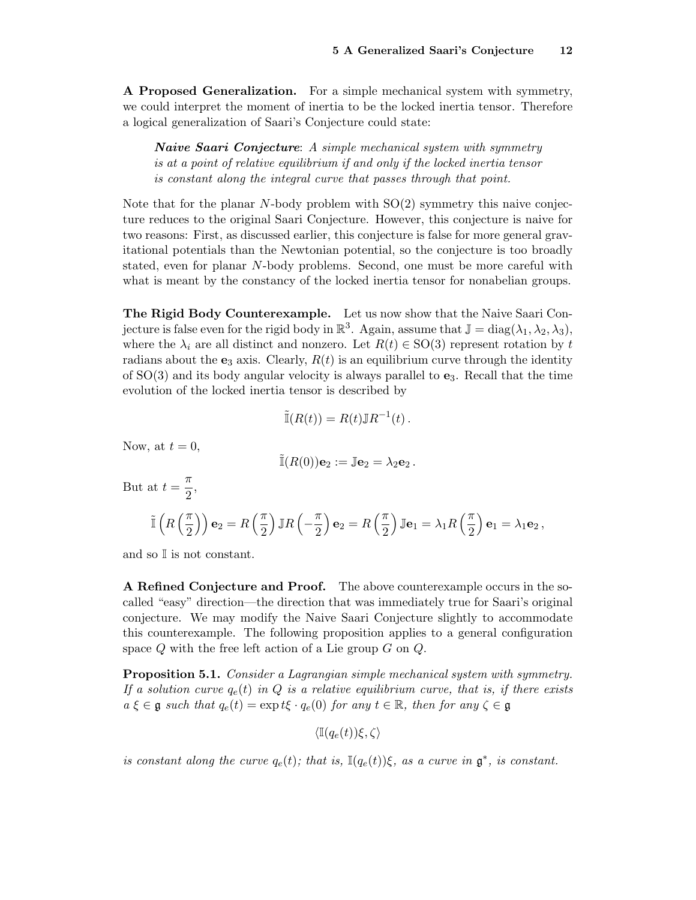**A Proposed Generalization.** For a simple mechanical system with symmetry, we could interpret the moment of inertia to be the locked inertia tensor. Therefore a logical generalization of Saari's Conjecture could state:

> ***Naive Saari Conjecture***: *A simple mechanical system with symmetry is at a point of relative equilibrium if and only if the locked inertia tensor is constant along the integral curve that passes through that point.*

Note that for the planar $N$-body problem with SO(2) symmetry this naive conjecture reduces to the original Saari Conjecture. However, this conjecture is naive for two reasons: First, as discussed earlier, this conjecture is false for more general gravitational potentials than the Newtonian potential, so the conjecture is too broadly stated, even for planar $N$-body problems. Second, one must be more careful with what is meant by the constancy of the locked inertia tensor for nonabelian groups.

**The Rigid Body Counterexample.** Let us now show that the Naive Saari Conjecture is false even for the rigid body in $\mathbb{R}^3$. Again, assume that $\mathbb{J} = \operatorname{diag}(\lambda_1, \lambda_2, \lambda_3)$, where the $\lambda_i$ are all distinct and nonzero. Let $R(t) \in \mathrm{SO}(3)$ represent rotation by $t$ radians about the $\mathbf{e}_3$ axis. Clearly, $R(t)$ is an equilibrium curve through the identity of SO(3) and its body angular velocity is always parallel to $\mathbf{e}_3$. Recall that the time evolution of the locked inertia tensor is described by

$$\tilde{\mathbb{I}}(R(t)) = R(t)\mathbb{J}R^{-1}(t)\,.$$

Now, at $t = 0$,

$$\tilde{\mathbb{I}}(R(0))\mathbf{e}_2 := \mathbb{J}\mathbf{e}_2 = \lambda_2\mathbf{e}_2\,.$$

But at $t = \dfrac{\pi}{2}$,

$$\tilde{\mathbb{I}}\left(R\left(\frac{\pi}{2}\right)\right)\mathbf{e}_2 = R\left(\frac{\pi}{2}\right)\mathbb{J}R\left(-\frac{\pi}{2}\right)\mathbf{e}_2 = R\left(\frac{\pi}{2}\right)\mathbb{J}\mathbf{e}_1 = \lambda_1 R\left(\frac{\pi}{2}\right)\mathbf{e}_1 = \lambda_1\mathbf{e}_2\,,$$

and so $\mathbb{I}$ is not constant.

**A Refined Conjecture and Proof.** The above counterexample occurs in the so-called "easy" direction—the direction that was immediately true for Saari's original conjecture. We may modify the Naive Saari Conjecture slightly to accommodate this counterexample. The following proposition applies to a general configuration space $Q$ with the free left action of a Lie group $G$ on $Q$.

**Proposition 5.1.** *Consider a Lagrangian simple mechanical system with symmetry. If a solution curve $q_e(t)$ in $Q$ is a relative equilibrium curve, that is, if there exists a $\xi \in \mathfrak{g}$ such that $q_e(t) = \exp t\xi \cdot q_e(0)$ for any $t \in \mathbb{R}$, then for any $\zeta \in \mathfrak{g}$*

$$\langle \mathbb{I}(q_e(t))\xi, \zeta \rangle$$

*is constant along the curve $q_e(t)$; that is, $\mathbb{I}(q_e(t))\xi$, as a curve in $\mathfrak{g}^*$, is constant.*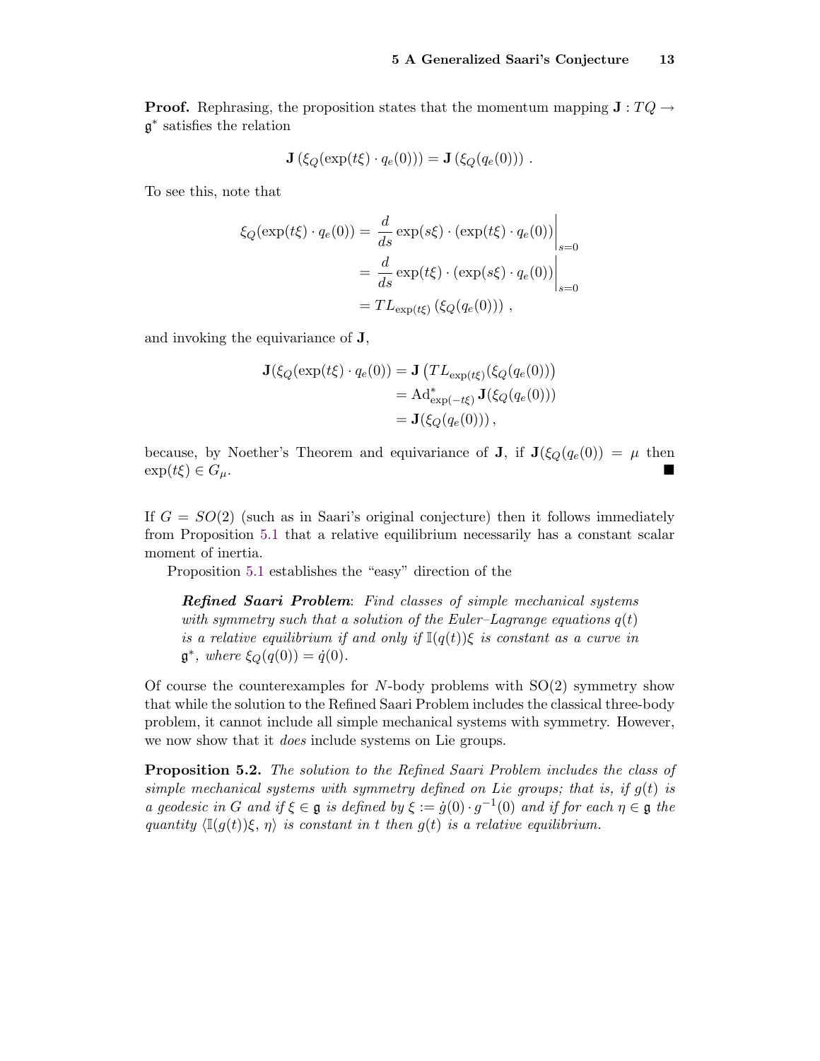**Proof.** Rephrasing, the proposition states that the momentum mapping $\mathbf{J} : TQ \to \mathfrak{g}^*$ satisfies the relation

$$\mathbf{J}\left(\xi_Q(\exp(t\xi) \cdot q_e(0))\right) = \mathbf{J}\left(\xi_Q(q_e(0))\right) .$$

To see this, note that

$$\begin{aligned}
\xi_Q(\exp(t\xi) \cdot q_e(0)) &= \left. \frac{d}{ds} \exp(s\xi) \cdot (\exp(t\xi) \cdot q_e(0)) \right|_{s=0} \\
&= \left. \frac{d}{ds} \exp(t\xi) \cdot (\exp(s\xi) \cdot q_e(0)) \right|_{s=0} \\
&= TL_{\exp(t\xi)}\left(\xi_Q(q_e(0))\right) ,
\end{aligned}$$

and invoking the equivariance of $\mathbf{J}$,

$$\begin{aligned}
\mathbf{J}(\xi_Q(\exp(t\xi) \cdot q_e(0)) &= \mathbf{J}\left(TL_{\exp(t\xi)}(\xi_Q(q_e(0))\right) \\
&= \mathrm{Ad}^*_{\exp(-t\xi)} \mathbf{J}(\xi_Q(q_e(0))) \\
&= \mathbf{J}(\xi_Q(q_e(0))) ,
\end{aligned}$$

because, by Noether's Theorem and equivariance of $\mathbf{J}$, if $\mathbf{J}(\xi_Q(q_e(0)) = \mu$ then $\exp(t\xi) \in G_\mu$. ■

If $G = SO(2)$ (such as in Saari's original conjecture) then it follows immediately from Proposition 5.1 that a relative equilibrium necessarily has a constant scalar moment of inertia.

Proposition 5.1 establishes the "easy" direction of the

> ***Refined Saari Problem***: *Find classes of simple mechanical systems with symmetry such that a solution of the Euler–Lagrange equations $q(t)$ is a relative equilibrium if and only if $\mathbb{I}(q(t))\xi$ is constant as a curve in $\mathfrak{g}^*$, where $\xi_Q(q(0)) = \dot{q}(0)$.*

Of course the counterexamples for $N$-body problems with SO(2) symmetry show that while the solution to the Refined Saari Problem includes the classical three-body problem, it cannot include all simple mechanical systems with symmetry. However, we now show that it *does* include systems on Lie groups.

**Proposition 5.2.** *The solution to the Refined Saari Problem includes the class of simple mechanical systems with symmetry defined on Lie groups; that is, if $g(t)$ is a geodesic in $G$ and if $\xi \in \mathfrak{g}$ is defined by $\xi := \dot{g}(0) \cdot g^{-1}(0)$ and if for each $\eta \in \mathfrak{g}$ the quantity $\langle \mathbb{I}(g(t))\xi, \eta \rangle$ is constant in $t$ then $g(t)$ is a relative equilibrium.*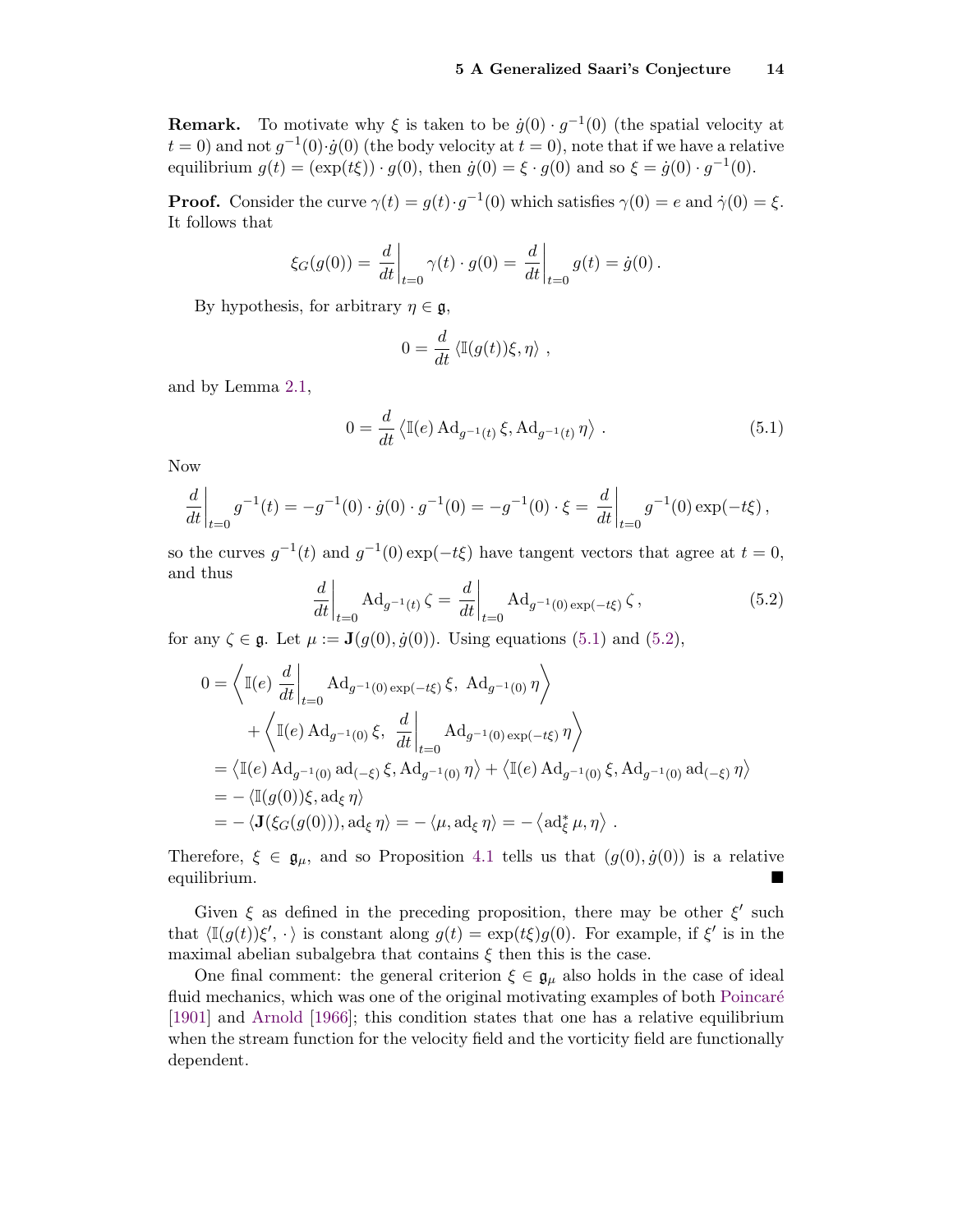**Remark.** To motivate why $\xi$ is taken to be $\dot{g}(0) \cdot g^{-1}(0)$ (the spatial velocity at $t = 0$) and not $g^{-1}(0)\cdot\dot{g}(0)$ (the body velocity at $t = 0$), note that if we have a relative equilibrium $g(t) = (\exp(t\xi)) \cdot g(0)$, then $\dot{g}(0) = \xi \cdot g(0)$ and so $\xi = \dot{g}(0) \cdot g^{-1}(0)$.

**Proof.** Consider the curve $\gamma(t) = g(t)\cdot g^{-1}(0)$ which satisfies $\gamma(0) = e$ and $\dot{\gamma}(0) = \xi$. It follows that

$$\xi_G(g(0)) = \left.\frac{d}{dt}\right|_{t=0} \gamma(t) \cdot g(0) = \left.\frac{d}{dt}\right|_{t=0} g(t) = \dot{g}(0)\,.$$

By hypothesis, for arbitrary $\eta \in \mathfrak{g}$,

$$0 = \frac{d}{dt} \left\langle \mathbb{I}(g(t))\xi, \eta \right\rangle ,$$

and by Lemma 2.1,

$$0 = \frac{d}{dt} \left\langle \mathbb{I}(e) \operatorname{Ad}_{g^{-1}(t)} \xi, \operatorname{Ad}_{g^{-1}(t)} \eta \right\rangle . \tag{5.1}$$

Now

$$\left.\frac{d}{dt}\right|_{t=0} g^{-1}(t) = -g^{-1}(0) \cdot \dot{g}(0) \cdot g^{-1}(0) = -g^{-1}(0) \cdot \xi = \left.\frac{d}{dt}\right|_{t=0} g^{-1}(0) \exp(-t\xi)\,,$$

so the curves $g^{-1}(t)$ and $g^{-1}(0)\exp(-t\xi)$ have tangent vectors that agree at $t = 0$, and thus

$$\left.\frac{d}{dt}\right|_{t=0} \operatorname{Ad}_{g^{-1}(t)} \zeta = \left.\frac{d}{dt}\right|_{t=0} \operatorname{Ad}_{g^{-1}(0)\exp(-t\xi)} \zeta\,, \tag{5.2}$$

for any $\zeta \in \mathfrak{g}$. Let $\mu := \mathbf{J}(g(0), \dot{g}(0))$. Using equations (5.1) and (5.2),

$$\begin{aligned}
0 &= \left\langle \mathbb{I}(e) \left.\frac{d}{dt}\right|_{t=0} \operatorname{Ad}_{g^{-1}(0)\exp(-t\xi)} \xi,\ \operatorname{Ad}_{g^{-1}(0)} \eta \right\rangle \\
&\quad + \left\langle \mathbb{I}(e) \operatorname{Ad}_{g^{-1}(0)} \xi,\ \left.\frac{d}{dt}\right|_{t=0} \operatorname{Ad}_{g^{-1}(0)\exp(-t\xi)} \eta \right\rangle \\
&= \left\langle \mathbb{I}(e) \operatorname{Ad}_{g^{-1}(0)} \operatorname{ad}_{(-\xi)} \xi, \operatorname{Ad}_{g^{-1}(0)} \eta \right\rangle + \left\langle \mathbb{I}(e) \operatorname{Ad}_{g^{-1}(0)} \xi, \operatorname{Ad}_{g^{-1}(0)} \operatorname{ad}_{(-\xi)} \eta \right\rangle \\
&= -\left\langle \mathbb{I}(g(0))\xi, \operatorname{ad}_\xi \eta \right\rangle \\
&= -\left\langle \mathbf{J}(\xi_G(g(0))), \operatorname{ad}_\xi \eta \right\rangle = -\left\langle \mu, \operatorname{ad}_\xi \eta \right\rangle = -\left\langle \operatorname{ad}^*_\xi \mu, \eta \right\rangle .
\end{aligned}$$

Therefore, $\xi \in \mathfrak{g}_\mu$, and so Proposition 4.1 tells us that $(g(0), \dot{g}(0))$ is a relative equilibrium. ■

Given $\xi$ as defined in the preceding proposition, there may be other $\xi'$ such that $\langle \mathbb{I}(g(t))\xi', \cdot\rangle$ is constant along $g(t) = \exp(t\xi)g(0)$. For example, if $\xi'$ is in the maximal abelian subalgebra that contains $\xi$ then this is the case.

One final comment: the general criterion $\xi \in \mathfrak{g}_\mu$ also holds in the case of ideal fluid mechanics, which was one of the original motivating examples of both Poincaré [1901] and Arnold [1966]; this condition states that one has a relative equilibrium when the stream function for the velocity field and the vorticity field are functionally dependent.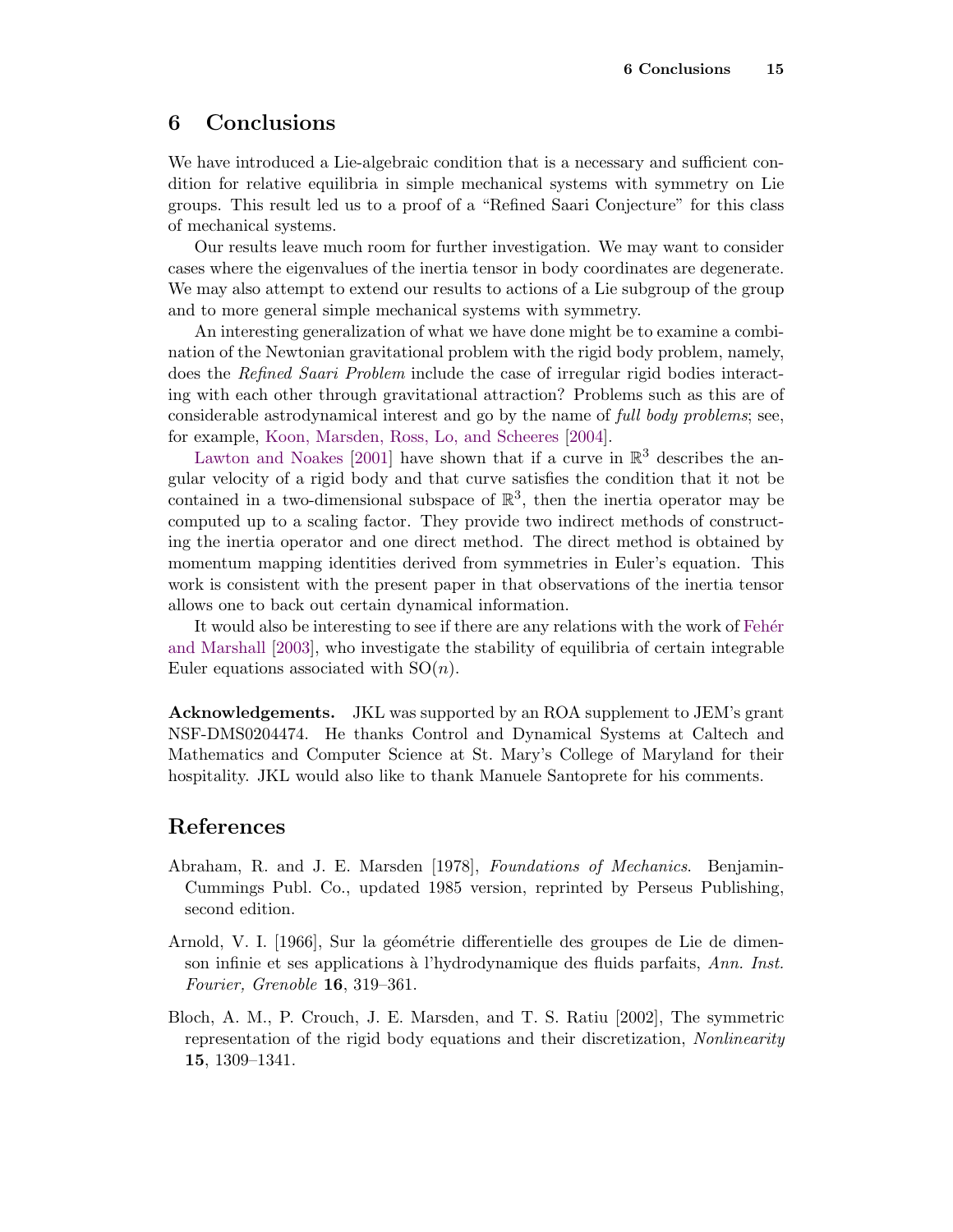## 6 Conclusions

We have introduced a Lie-algebraic condition that is a necessary and sufficient condition for relative equilibria in simple mechanical systems with symmetry on Lie groups. This result led us to a proof of a "Refined Saari Conjecture" for this class of mechanical systems.

Our results leave much room for further investigation. We may want to consider cases where the eigenvalues of the inertia tensor in body coordinates are degenerate. We may also attempt to extend our results to actions of a Lie subgroup of the group and to more general simple mechanical systems with symmetry.

An interesting generalization of what we have done might be to examine a combination of the Newtonian gravitational problem with the rigid body problem, namely, does the *Refined Saari Problem* include the case of irregular rigid bodies interacting with each other through gravitational attraction? Problems such as this are of considerable astrodynamical interest and go by the name of *full body problems*; see, for example, Koon, Marsden, Ross, Lo, and Scheeres [2004].

Lawton and Noakes [2001] have shown that if a curve in $\mathbb{R}^3$ describes the angular velocity of a rigid body and that curve satisfies the condition that it not be contained in a two-dimensional subspace of $\mathbb{R}^3$, then the inertia operator may be computed up to a scaling factor. They provide two indirect methods of constructing the inertia operator and one direct method. The direct method is obtained by momentum mapping identities derived from symmetries in Euler's equation. This work is consistent with the present paper in that observations of the inertia tensor allows one to back out certain dynamical information.

It would also be interesting to see if there are any relations with the work of Fehér and Marshall [2003], who investigate the stability of equilibria of certain integrable Euler equations associated with $\mathrm{SO}(n)$.

**Acknowledgements.** JKL was supported by an ROA supplement to JEM's grant NSF-DMS0204474. He thanks Control and Dynamical Systems at Caltech and Mathematics and Computer Science at St. Mary's College of Maryland for their hospitality. JKL would also like to thank Manuele Santoprete for his comments.

## References

Abraham, R. and J. E. Marsden [1978], *Foundations of Mechanics*. Benjamin-Cummings Publ. Co., updated 1985 version, reprinted by Perseus Publishing, second edition.

Arnold, V. I. [1966], Sur la géométrie differentielle des groupes de Lie de dimenson infinie et ses applications à l'hydrodynamique des fluids parfaits, *Ann. Inst. Fourier, Grenoble* **16**, 319–361.

Bloch, A. M., P. Crouch, J. E. Marsden, and T. S. Ratiu [2002], The symmetric representation of the rigid body equations and their discretization, *Nonlinearity* **15**, 1309–1341.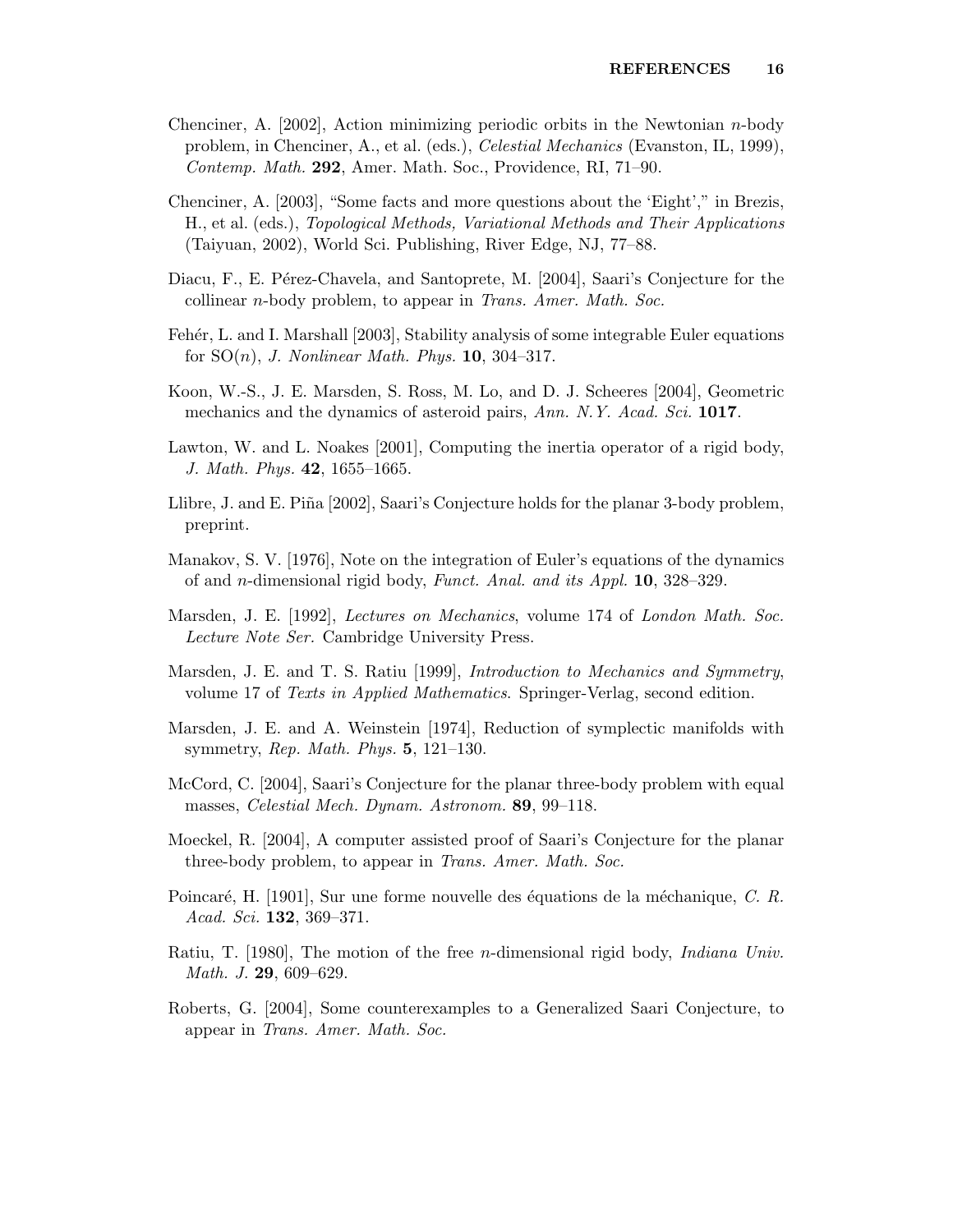Chenciner, A. [2002], Action minimizing periodic orbits in the Newtonian $n$-body problem, in Chenciner, A., et al. (eds.), *Celestial Mechanics* (Evanston, IL, 1999), *Contemp. Math.* **292**, Amer. Math. Soc., Providence, RI, 71–90.

Chenciner, A. [2003], "Some facts and more questions about the 'Eight'," in Brezis, H., et al. (eds.), *Topological Methods, Variational Methods and Their Applications* (Taiyuan, 2002), World Sci. Publishing, River Edge, NJ, 77–88.

Diacu, F., E. Pérez-Chavela, and Santoprete, M. [2004], Saari's Conjecture for the collinear $n$-body problem, to appear in *Trans. Amer. Math. Soc.*

Fehér, L. and I. Marshall [2003], Stability analysis of some integrable Euler equations for $SO(n)$, *J. Nonlinear Math. Phys.* **10**, 304–317.

Koon, W.-S., J. E. Marsden, S. Ross, M. Lo, and D. J. Scheeres [2004], Geometric mechanics and the dynamics of asteroid pairs, *Ann. N.Y. Acad. Sci.* **1017**.

Lawton, W. and L. Noakes [2001], Computing the inertia operator of a rigid body, *J. Math. Phys.* **42**, 1655–1665.

Llibre, J. and E. Piña [2002], Saari's Conjecture holds for the planar 3-body problem, preprint.

Manakov, S. V. [1976], Note on the integration of Euler's equations of the dynamics of and $n$-dimensional rigid body, *Funct. Anal. and its Appl.* **10**, 328–329.

Marsden, J. E. [1992], *Lectures on Mechanics*, volume 174 of *London Math. Soc. Lecture Note Ser.* Cambridge University Press.

Marsden, J. E. and T. S. Ratiu [1999], *Introduction to Mechanics and Symmetry*, volume 17 of *Texts in Applied Mathematics*. Springer-Verlag, second edition.

Marsden, J. E. and A. Weinstein [1974], Reduction of symplectic manifolds with symmetry, *Rep. Math. Phys.* **5**, 121–130.

McCord, C. [2004], Saari's Conjecture for the planar three-body problem with equal masses, *Celestial Mech. Dynam. Astronom.* **89**, 99–118.

Moeckel, R. [2004], A computer assisted proof of Saari's Conjecture for the planar three-body problem, to appear in *Trans. Amer. Math. Soc.*

Poincaré, H. [1901], Sur une forme nouvelle des équations de la méchanique, *C. R. Acad. Sci.* **132**, 369–371.

Ratiu, T. [1980], The motion of the free $n$-dimensional rigid body, *Indiana Univ. Math. J.* **29**, 609–629.

Roberts, G. [2004], Some counterexamples to a Generalized Saari Conjecture, to appear in *Trans. Amer. Math. Soc.*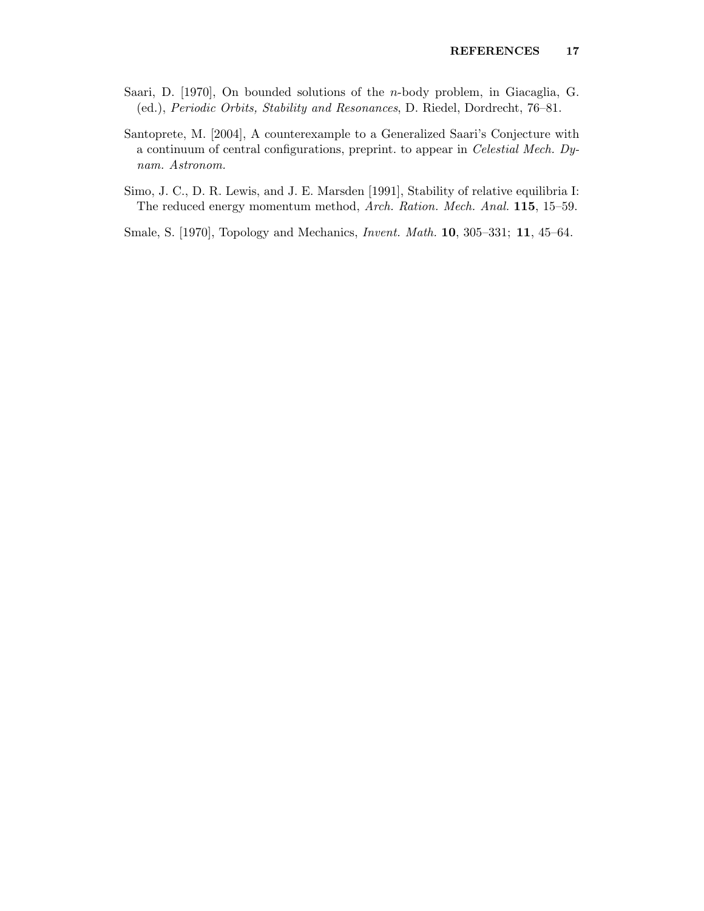Saari, D. [1970], On bounded solutions of the $n$-body problem, in Giacaglia, G. (ed.), *Periodic Orbits, Stability and Resonances*, D. Riedel, Dordrecht, 76–81.

Santoprete, M. [2004], A counterexample to a Generalized Saari's Conjecture with a continuum of central configurations, preprint. to appear in *Celestial Mech. Dynam. Astronom.*

Simo, J. C., D. R. Lewis, and J. E. Marsden [1991], Stability of relative equilibria I: The reduced energy momentum method, *Arch. Ration. Mech. Anal.* **115**, 15–59.

Smale, S. [1970], Topology and Mechanics, *Invent. Math.* **10**, 305–331; **11**, 45–64.